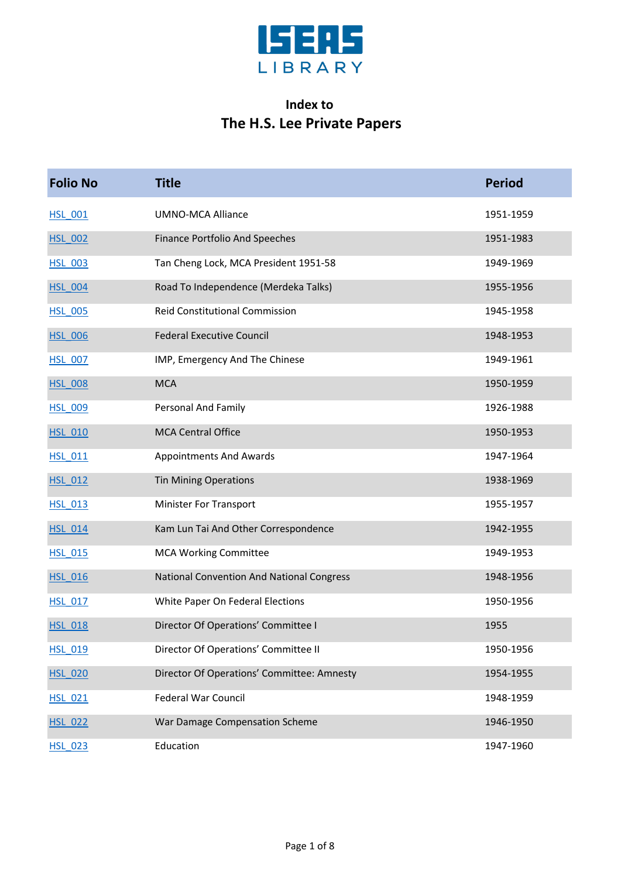ISEAS LIBRARY

# Index to
# The H.S. Lee Private Papers

| Folio No | Title | Period |
|---|---|---|
| HSL_001 | UMNO-MCA Alliance | 1951-1959 |
| HSL_002 | Finance Portfolio And Speeches | 1951-1983 |
| HSL_003 | Tan Cheng Lock, MCA President 1951-58 | 1949-1969 |
| HSL_004 | Road To Independence (Merdeka Talks) | 1955-1956 |
| HSL_005 | Reid Constitutional Commission | 1945-1958 |
| HSL_006 | Federal Executive Council | 1948-1953 |
| HSL_007 | IMP, Emergency And The Chinese | 1949-1961 |
| HSL_008 | MCA | 1950-1959 |
| HSL_009 | Personal And Family | 1926-1988 |
| HSL_010 | MCA Central Office | 1950-1953 |
| HSL_011 | Appointments And Awards | 1947-1964 |
| HSL_012 | Tin Mining Operations | 1938-1969 |
| HSL_013 | Minister For Transport | 1955-1957 |
| HSL_014 | Kam Lun Tai And Other Correspondence | 1942-1955 |
| HSL_015 | MCA Working Committee | 1949-1953 |
| HSL_016 | National Convention And National Congress | 1948-1956 |
| HSL_017 | White Paper On Federal Elections | 1950-1956 |
| HSL_018 | Director Of Operations' Committee I | 1955 |
| HSL_019 | Director Of Operations' Committee II | 1950-1956 |
| HSL_020 | Director Of Operations' Committee: Amnesty | 1954-1955 |
| HSL_021 | Federal War Council | 1948-1959 |
| HSL_022 | War Damage Compensation Scheme | 1946-1950 |
| HSL_023 | Education | 1947-1960 |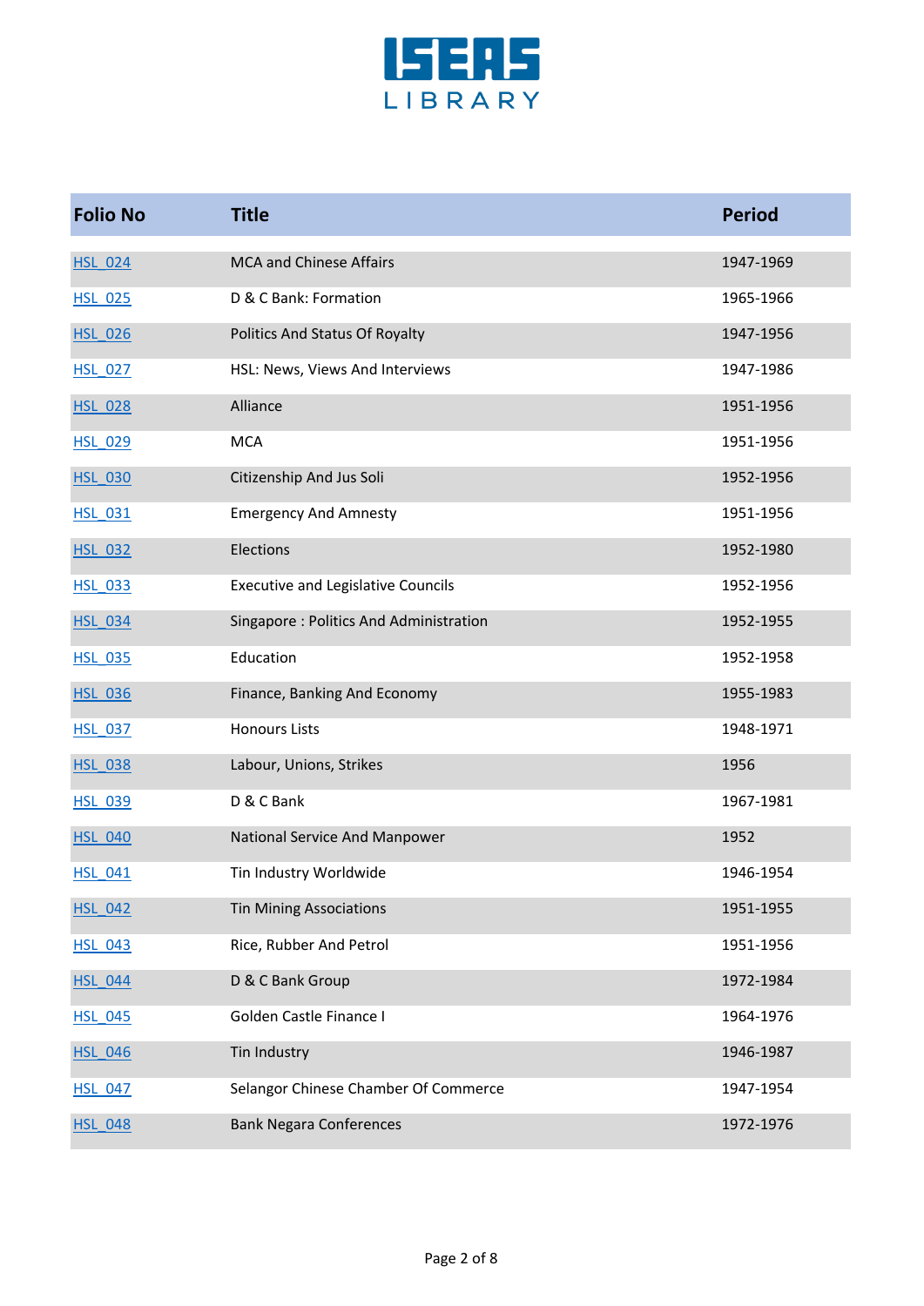| Folio No | Title | Period |
|---|---|---|
| HSL_024 | MCA and Chinese Affairs | 1947-1969 |
| HSL_025 | D & C Bank: Formation | 1965-1966 |
| HSL_026 | Politics And Status Of Royalty | 1947-1956 |
| HSL_027 | HSL: News, Views And Interviews | 1947-1986 |
| HSL_028 | Alliance | 1951-1956 |
| HSL_029 | MCA | 1951-1956 |
| HSL_030 | Citizenship And Jus Soli | 1952-1956 |
| HSL_031 | Emergency And Amnesty | 1951-1956 |
| HSL_032 | Elections | 1952-1980 |
| HSL_033 | Executive and Legislative Councils | 1952-1956 |
| HSL_034 | Singapore : Politics And Administration | 1952-1955 |
| HSL_035 | Education | 1952-1958 |
| HSL_036 | Finance, Banking And Economy | 1955-1983 |
| HSL_037 | Honours Lists | 1948-1971 |
| HSL_038 | Labour, Unions, Strikes | 1956 |
| HSL_039 | D & C Bank | 1967-1981 |
| HSL_040 | National Service And Manpower | 1952 |
| HSL_041 | Tin Industry Worldwide | 1946-1954 |
| HSL_042 | Tin Mining Associations | 1951-1955 |
| HSL_043 | Rice, Rubber And Petrol | 1951-1956 |
| HSL_044 | D & C Bank Group | 1972-1984 |
| HSL_045 | Golden Castle Finance I | 1964-1976 |
| HSL_046 | Tin Industry | 1946-1987 |
| HSL_047 | Selangor Chinese Chamber Of Commerce | 1947-1954 |
| HSL_048 | Bank Negara Conferences | 1972-1976 |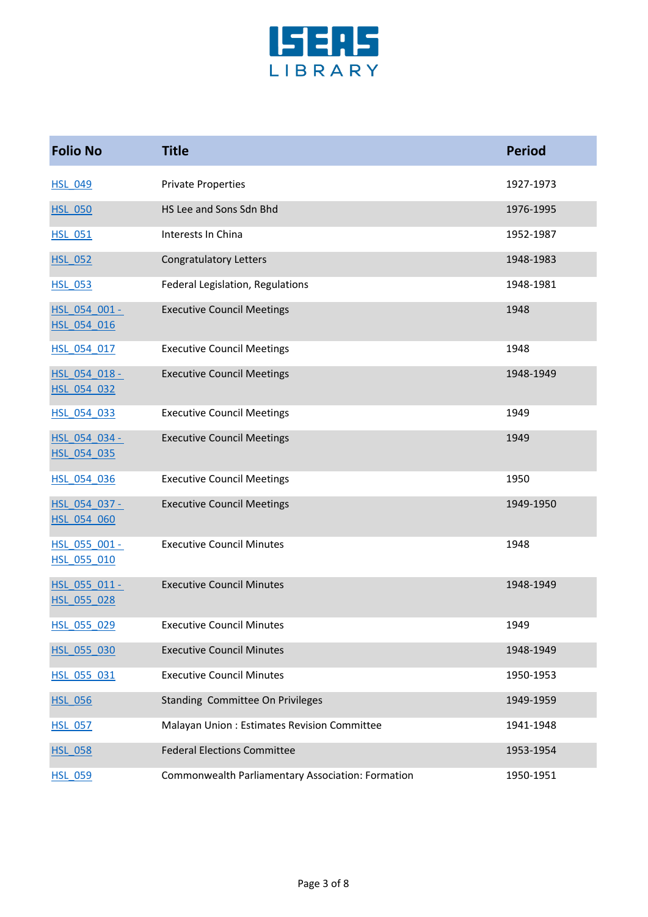| Folio No | Title | Period |
|---|---|---|
| HSL_049 | Private Properties | 1927-1973 |
| HSL_050 | HS Lee and Sons Sdn Bhd | 1976-1995 |
| HSL_051 | Interests In China | 1952-1987 |
| HSL_052 | Congratulatory Letters | 1948-1983 |
| HSL_053 | Federal Legislation, Regulations | 1948-1981 |
| HSL_054_001 - HSL_054_016 | Executive Council Meetings | 1948 |
| HSL_054_017 | Executive Council Meetings | 1948 |
| HSL_054_018 - HSL_054_032 | Executive Council Meetings | 1948-1949 |
| HSL_054_033 | Executive Council Meetings | 1949 |
| HSL_054_034 - HSL_054_035 | Executive Council Meetings | 1949 |
| HSL_054_036 | Executive Council Meetings | 1950 |
| HSL_054_037 - HSL_054_060 | Executive Council Meetings | 1949-1950 |
| HSL_055_001 - HSL_055_010 | Executive Council Minutes | 1948 |
| HSL_055_011 - HSL_055_028 | Executive Council Minutes | 1948-1949 |
| HSL_055_029 | Executive Council Minutes | 1949 |
| HSL_055_030 | Executive Council Minutes | 1948-1949 |
| HSL_055_031 | Executive Council Minutes | 1950-1953 |
| HSL_056 | Standing Committee On Privileges | 1949-1959 |
| HSL_057 | Malayan Union : Estimates Revision Committee | 1941-1948 |
| HSL_058 | Federal Elections Committee | 1953-1954 |
| HSL_059 | Commonwealth Parliamentary Association: Formation | 1950-1951 |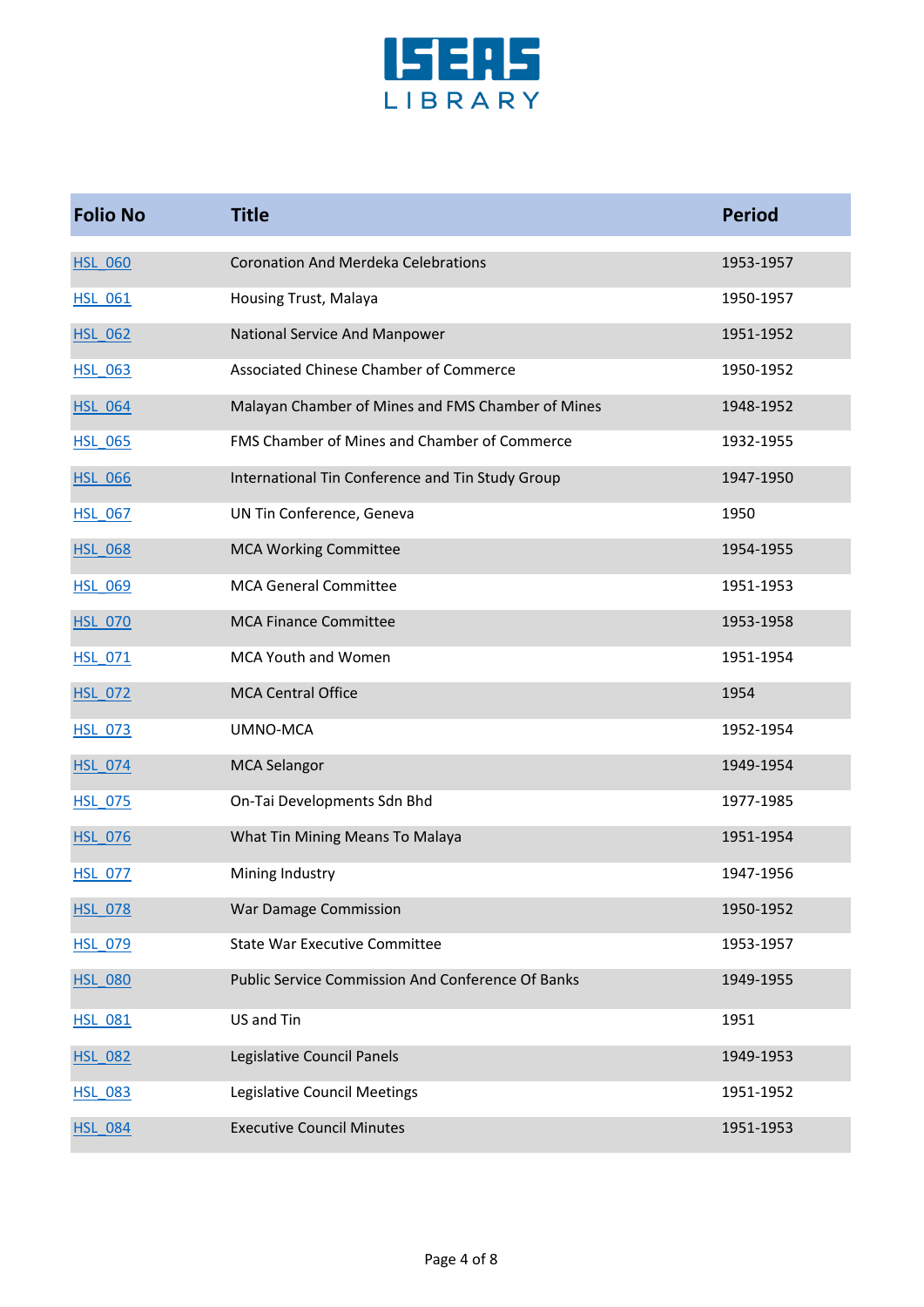| Folio No | Title | Period |
|---|---|---|
| HSL_060 | Coronation And Merdeka Celebrations | 1953-1957 |
| HSL_061 | Housing Trust, Malaya | 1950-1957 |
| HSL_062 | National Service And Manpower | 1951-1952 |
| HSL_063 | Associated Chinese Chamber of Commerce | 1950-1952 |
| HSL_064 | Malayan Chamber of Mines and FMS Chamber of Mines | 1948-1952 |
| HSL_065 | FMS Chamber of Mines and Chamber of Commerce | 1932-1955 |
| HSL_066 | International Tin Conference and Tin Study Group | 1947-1950 |
| HSL_067 | UN Tin Conference, Geneva | 1950 |
| HSL_068 | MCA Working Committee | 1954-1955 |
| HSL_069 | MCA General Committee | 1951-1953 |
| HSL_070 | MCA Finance Committee | 1953-1958 |
| HSL_071 | MCA Youth and Women | 1951-1954 |
| HSL_072 | MCA Central Office | 1954 |
| HSL_073 | UMNO-MCA | 1952-1954 |
| HSL_074 | MCA Selangor | 1949-1954 |
| HSL_075 | On-Tai Developments Sdn Bhd | 1977-1985 |
| HSL_076 | What Tin Mining Means To Malaya | 1951-1954 |
| HSL_077 | Mining Industry | 1947-1956 |
| HSL_078 | War Damage Commission | 1950-1952 |
| HSL_079 | State War Executive Committee | 1953-1957 |
| HSL_080 | Public Service Commission And Conference Of Banks | 1949-1955 |
| HSL_081 | US and Tin | 1951 |
| HSL_082 | Legislative Council Panels | 1949-1953 |
| HSL_083 | Legislative Council Meetings | 1951-1952 |
| HSL_084 | Executive Council Minutes | 1951-1953 |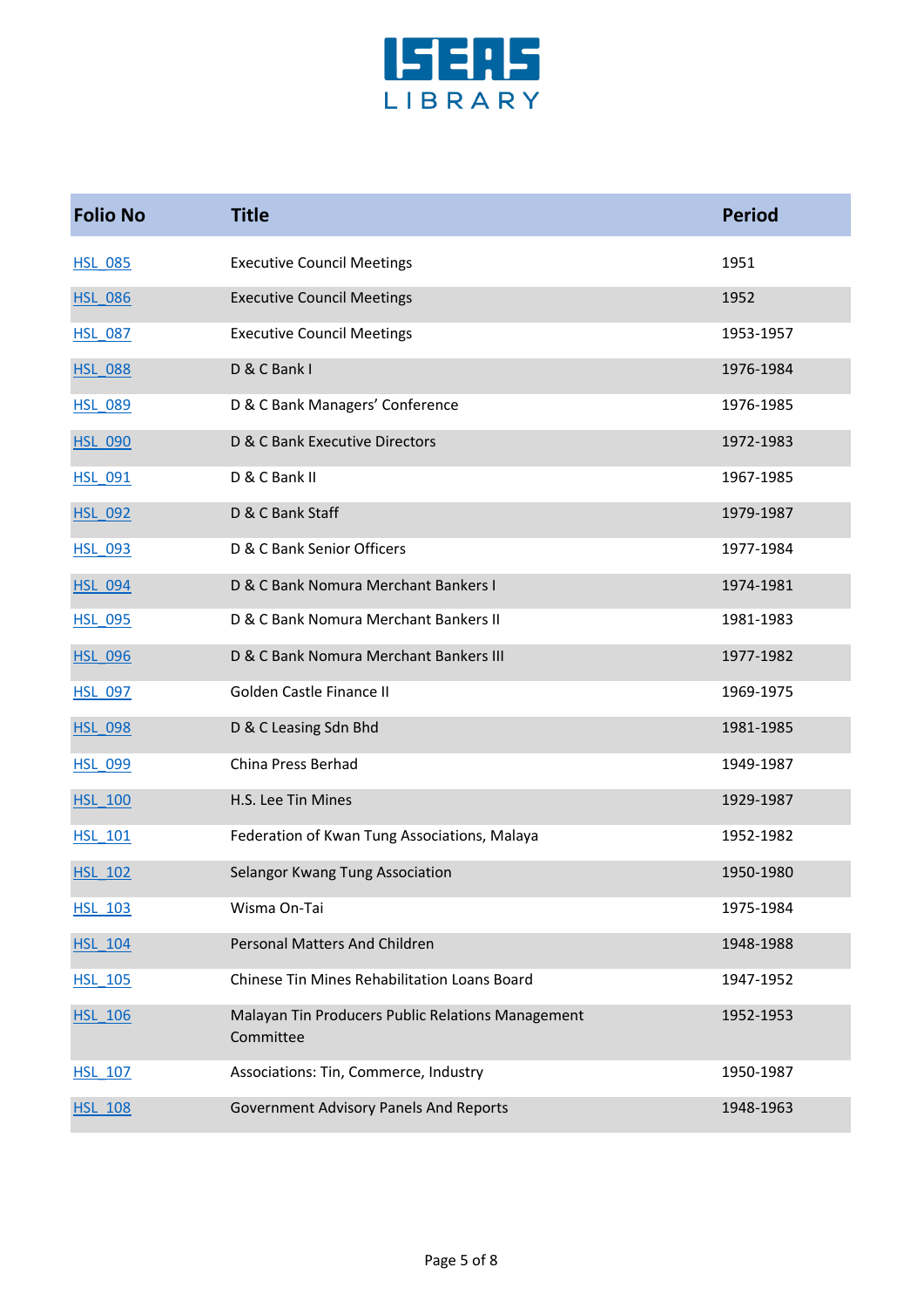| Folio No | Title | Period |
|---|---|---|
| HSL_085 | Executive Council Meetings | 1951 |
| HSL_086 | Executive Council Meetings | 1952 |
| HSL_087 | Executive Council Meetings | 1953-1957 |
| HSL_088 | D & C Bank I | 1976-1984 |
| HSL_089 | D & C Bank Managers’ Conference | 1976-1985 |
| HSL_090 | D & C Bank Executive Directors | 1972-1983 |
| HSL_091 | D & C Bank II | 1967-1985 |
| HSL_092 | D & C Bank Staff | 1979-1987 |
| HSL_093 | D & C Bank Senior Officers | 1977-1984 |
| HSL_094 | D & C Bank Nomura Merchant Bankers I | 1974-1981 |
| HSL_095 | D & C Bank Nomura Merchant Bankers II | 1981-1983 |
| HSL_096 | D & C Bank Nomura Merchant Bankers III | 1977-1982 |
| HSL_097 | Golden Castle Finance II | 1969-1975 |
| HSL_098 | D & C Leasing Sdn Bhd | 1981-1985 |
| HSL_099 | China Press Berhad | 1949-1987 |
| HSL_100 | H.S. Lee Tin Mines | 1929-1987 |
| HSL_101 | Federation of Kwan Tung Associations, Malaya | 1952-1982 |
| HSL_102 | Selangor Kwang Tung Association | 1950-1980 |
| HSL_103 | Wisma On-Tai | 1975-1984 |
| HSL_104 | Personal Matters And Children | 1948-1988 |
| HSL_105 | Chinese Tin Mines Rehabilitation Loans Board | 1947-1952 |
| HSL_106 | Malayan Tin Producers Public Relations Management Committee | 1952-1953 |
| HSL_107 | Associations: Tin, Commerce, Industry | 1950-1987 |
| HSL_108 | Government Advisory Panels And Reports | 1948-1963 |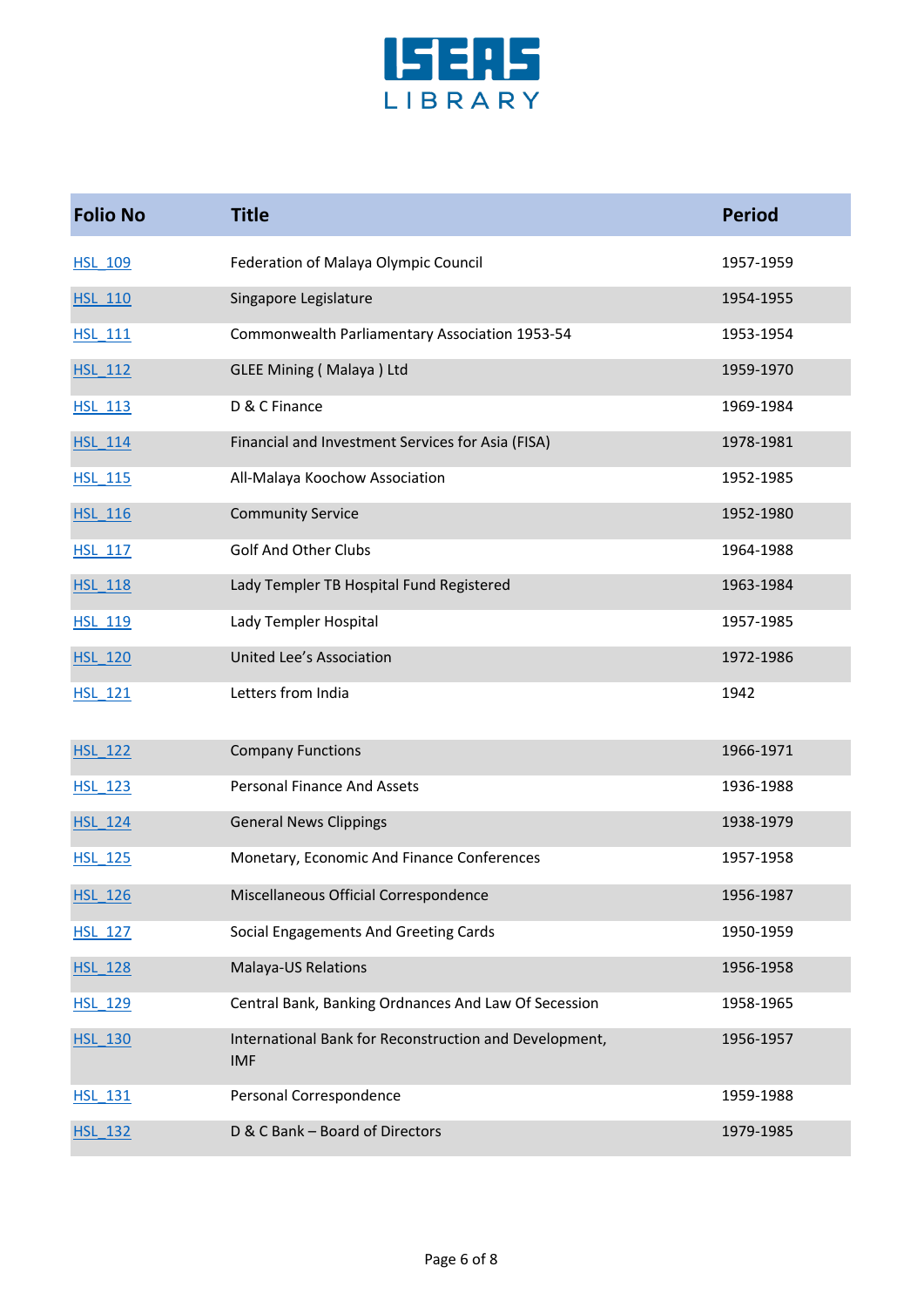| Folio No | Title | Period |
|---|---|---|
| HSL_109 | Federation of Malaya Olympic Council | 1957-1959 |
| HSL_110 | Singapore Legislature | 1954-1955 |
| HSL_111 | Commonwealth Parliamentary Association 1953-54 | 1953-1954 |
| HSL_112 | GLEE Mining ( Malaya ) Ltd | 1959-1970 |
| HSL_113 | D & C Finance | 1969-1984 |
| HSL_114 | Financial and Investment Services for Asia (FISA) | 1978-1981 |
| HSL_115 | All-Malaya Koochow Association | 1952-1985 |
| HSL_116 | Community Service | 1952-1980 |
| HSL_117 | Golf And Other Clubs | 1964-1988 |
| HSL_118 | Lady Templer TB Hospital Fund Registered | 1963-1984 |
| HSL_119 | Lady Templer Hospital | 1957-1985 |
| HSL_120 | United Lee's Association | 1972-1986 |
| HSL_121 | Letters from India | 1942 |
| HSL_122 | Company Functions | 1966-1971 |
| HSL_123 | Personal Finance And Assets | 1936-1988 |
| HSL_124 | General News Clippings | 1938-1979 |
| HSL_125 | Monetary, Economic And Finance Conferences | 1957-1958 |
| HSL_126 | Miscellaneous Official Correspondence | 1956-1987 |
| HSL_127 | Social Engagements And Greeting Cards | 1950-1959 |
| HSL_128 | Malaya-US Relations | 1956-1958 |
| HSL_129 | Central Bank, Banking Ordnances And Law Of Secession | 1958-1965 |
| HSL_130 | International Bank for Reconstruction and Development, IMF | 1956-1957 |
| HSL_131 | Personal Correspondence | 1959-1988 |
| HSL_132 | D & C Bank – Board of Directors | 1979-1985 |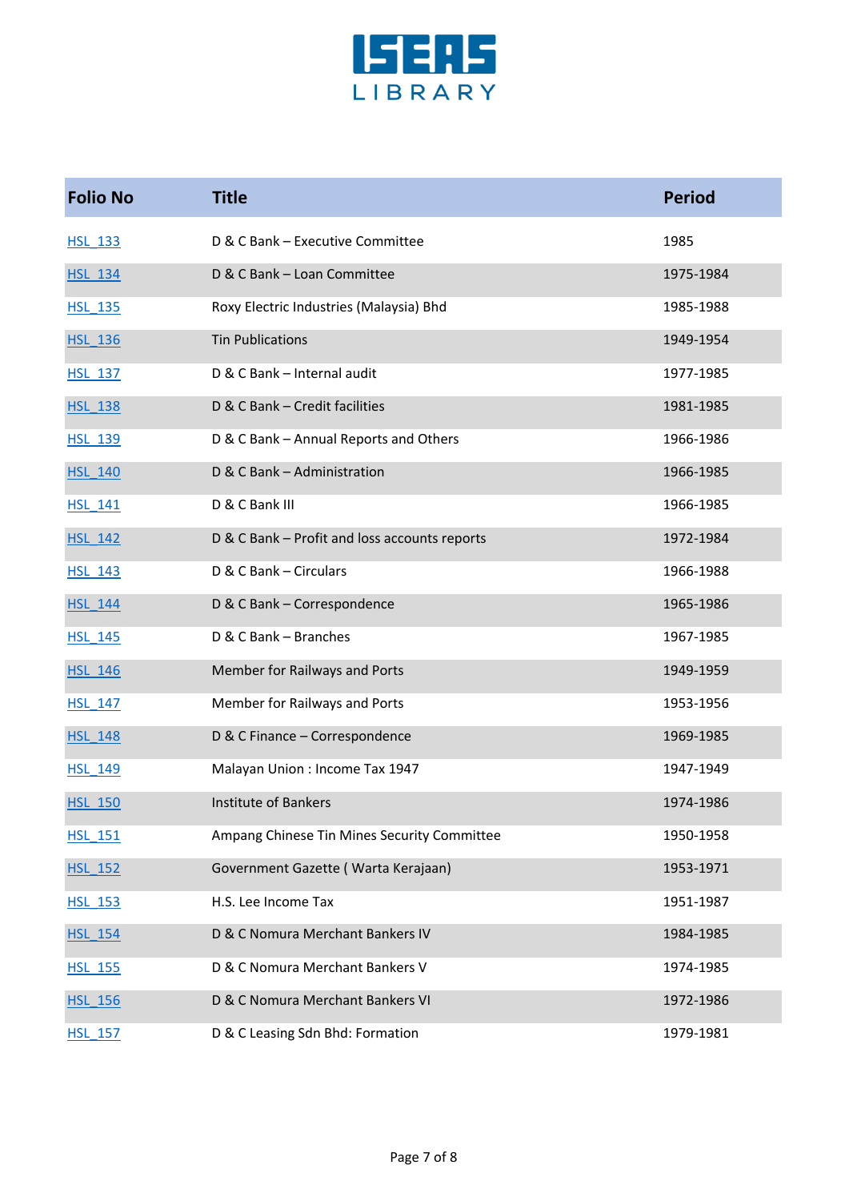ISEAS LIBRARY

| Folio No | Title | Period |
|---|---|---|
| HSL_133 | D & C Bank – Executive Committee | 1985 |
| HSL_134 | D & C Bank – Loan Committee | 1975-1984 |
| HSL_135 | Roxy Electric Industries (Malaysia) Bhd | 1985-1988 |
| HSL_136 | Tin Publications | 1949-1954 |
| HSL_137 | D & C Bank – Internal audit | 1977-1985 |
| HSL_138 | D & C Bank – Credit facilities | 1981-1985 |
| HSL_139 | D & C Bank – Annual Reports and Others | 1966-1986 |
| HSL_140 | D & C Bank – Administration | 1966-1985 |
| HSL_141 | D & C Bank III | 1966-1985 |
| HSL_142 | D & C Bank – Profit and loss accounts reports | 1972-1984 |
| HSL_143 | D & C Bank – Circulars | 1966-1988 |
| HSL_144 | D & C Bank – Correspondence | 1965-1986 |
| HSL_145 | D & C Bank – Branches | 1967-1985 |
| HSL_146 | Member for Railways and Ports | 1949-1959 |
| HSL_147 | Member for Railways and Ports | 1953-1956 |
| HSL_148 | D & C Finance – Correspondence | 1969-1985 |
| HSL_149 | Malayan Union : Income Tax 1947 | 1947-1949 |
| HSL_150 | Institute of Bankers | 1974-1986 |
| HSL_151 | Ampang Chinese Tin Mines Security Committee | 1950-1958 |
| HSL_152 | Government Gazette ( Warta Kerajaan) | 1953-1971 |
| HSL_153 | H.S. Lee Income Tax | 1951-1987 |
| HSL_154 | D & C Nomura Merchant Bankers IV | 1984-1985 |
| HSL_155 | D & C Nomura Merchant Bankers V | 1974-1985 |
| HSL_156 | D & C Nomura Merchant Bankers VI | 1972-1986 |
| HSL_157 | D & C Leasing Sdn Bhd: Formation | 1979-1981 |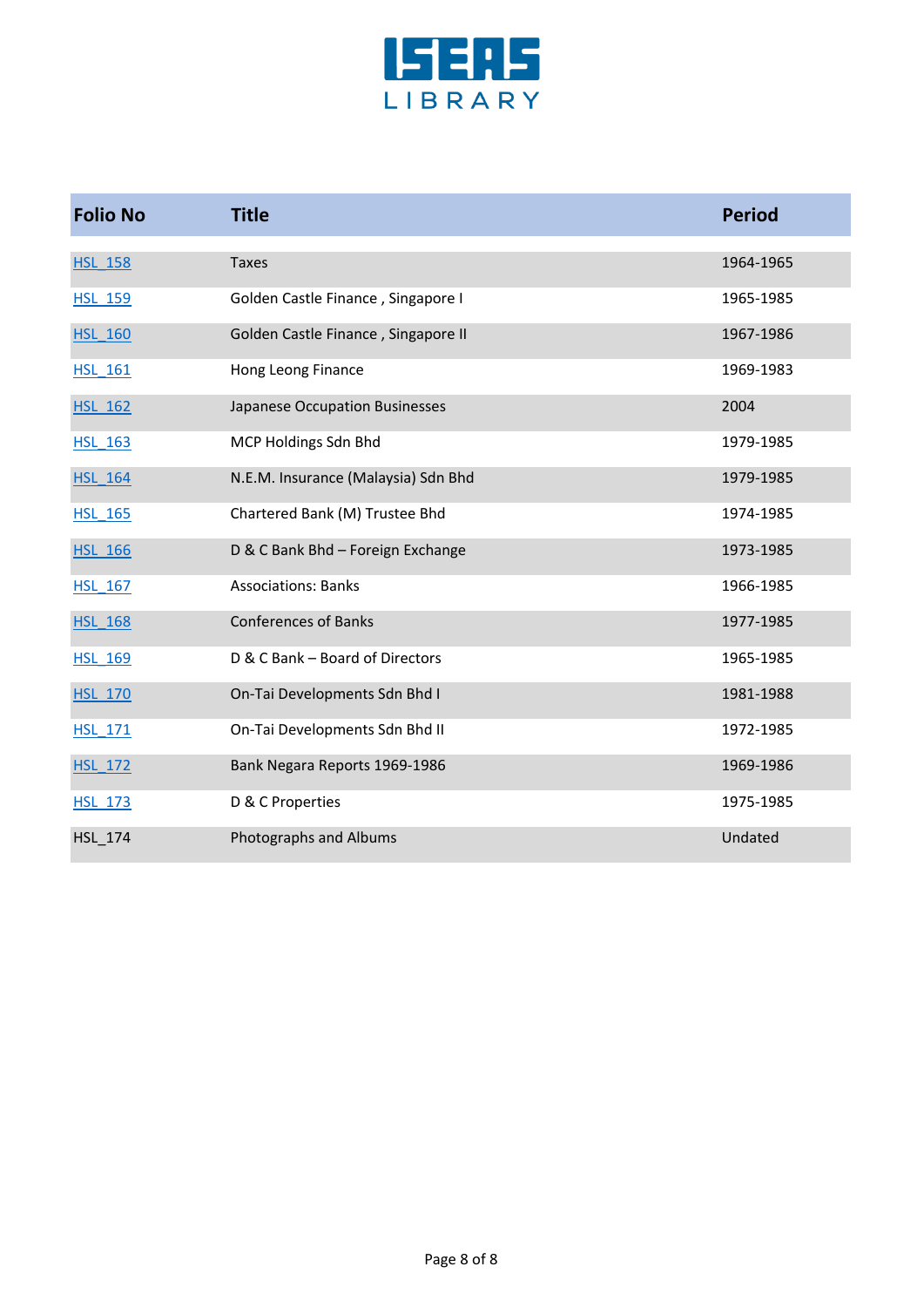| Folio No | Title | Period |
|---|---|---|
| HSL_158 | Taxes | 1964-1965 |
| HSL_159 | Golden Castle Finance , Singapore I | 1965-1985 |
| HSL_160 | Golden Castle Finance , Singapore II | 1967-1986 |
| HSL_161 | Hong Leong Finance | 1969-1983 |
| HSL_162 | Japanese Occupation Businesses | 2004 |
| HSL_163 | MCP Holdings Sdn Bhd | 1979-1985 |
| HSL_164 | N.E.M. Insurance (Malaysia) Sdn Bhd | 1979-1985 |
| HSL_165 | Chartered Bank (M) Trustee Bhd | 1974-1985 |
| HSL_166 | D & C Bank Bhd – Foreign Exchange | 1973-1985 |
| HSL_167 | Associations: Banks | 1966-1985 |
| HSL_168 | Conferences of Banks | 1977-1985 |
| HSL_169 | D & C Bank – Board of Directors | 1965-1985 |
| HSL_170 | On-Tai Developments Sdn Bhd I | 1981-1988 |
| HSL_171 | On-Tai Developments Sdn Bhd II | 1972-1985 |
| HSL_172 | Bank Negara Reports 1969-1986 | 1969-1986 |
| HSL_173 | D & C Properties | 1975-1985 |
| HSL_174 | Photographs and Albums | Undated |